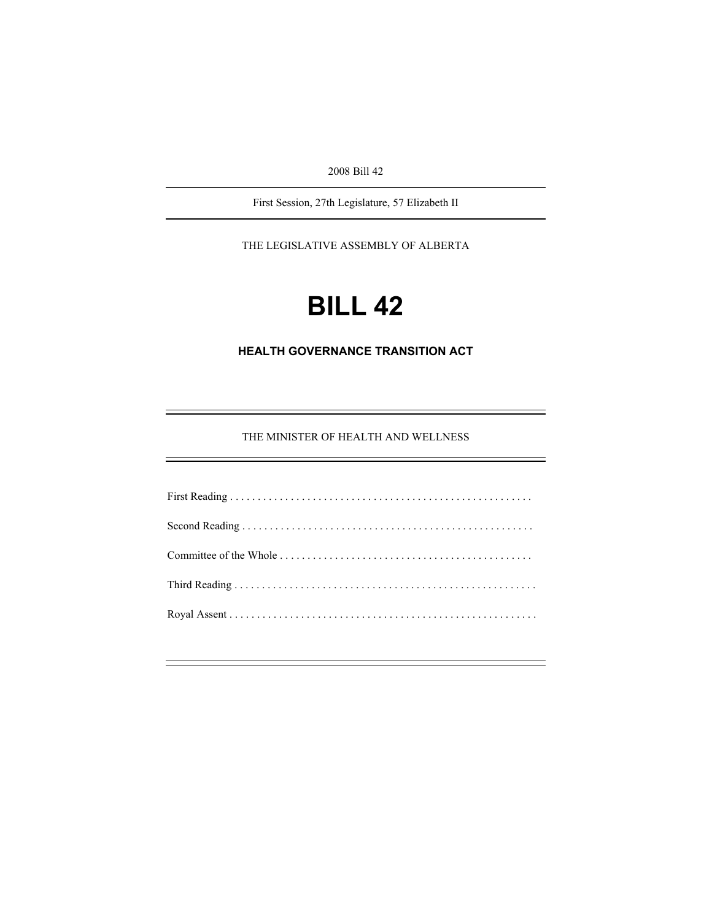2008 Bill 42

---

First Session, 27th Legislature, 57 Elizabeth II

---

THE LEGISLATIVE ASSEMBLY OF ALBERTA

# BILL 42

## HEALTH GOVERNANCE TRANSITION ACT

---

THE MINISTER OF HEALTH AND WELLNESS

---

First Reading . . . . . . . . . . . . . . . . . . . . . . . . . . . . . . . . . . . . . . . . . . . . . . . . . . . . . .

Second Reading . . . . . . . . . . . . . . . . . . . . . . . . . . . . . . . . . . . . . . . . . . . . . . . . . . . .

Committee of the Whole . . . . . . . . . . . . . . . . . . . . . . . . . . . . . . . . . . . . . . . . . . . . .

Third Reading . . . . . . . . . . . . . . . . . . . . . . . . . . . . . . . . . . . . . . . . . . . . . . . . . . . . . .

Royal Assent . . . . . . . . . . . . . . . . . . . . . . . . . . . . . . . . . . . . . . . . . . . . . . . . . . . . . . .

---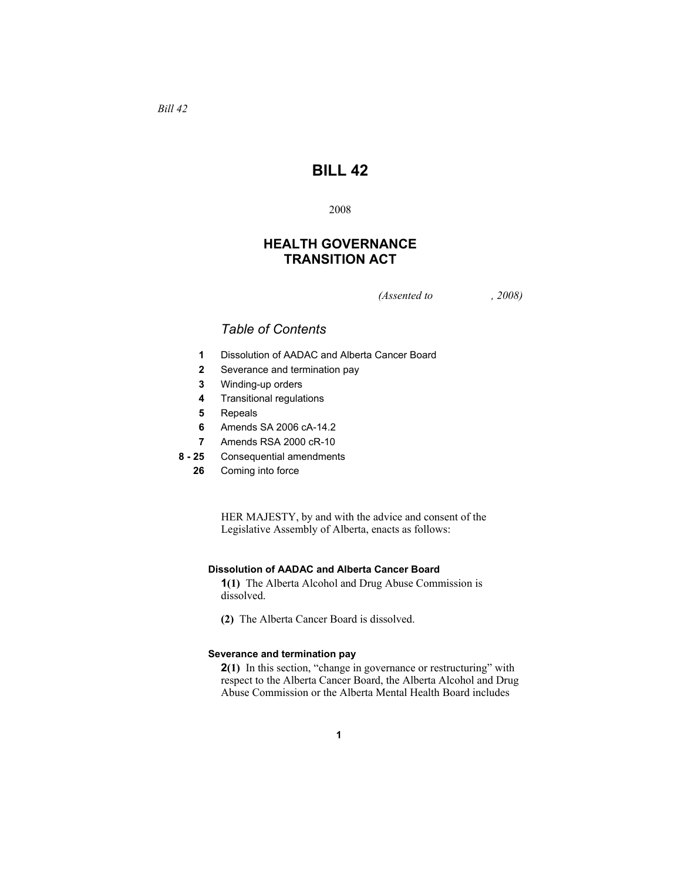*Bill 42*

# BILL 42

2008

## HEALTH GOVERNANCE TRANSITION ACT

*(Assented to , 2008)*

### *Table of Contents*

| | |
|---|---|
| **1** | Dissolution of AADAC and Alberta Cancer Board |
| **2** | Severance and termination pay |
| **3** | Winding-up orders |
| **4** | Transitional regulations |
| **5** | Repeals |
| **6** | Amends SA 2006 cA-14.2 |
| **7** | Amends RSA 2000 cR-10 |
| **8 - 25** | Consequential amendments |
| **26** | Coming into force |

HER MAJESTY, by and with the advice and consent of the Legislative Assembly of Alberta, enacts as follows:

#### Dissolution of AADAC and Alberta Cancer Board

**1(1)** The Alberta Alcohol and Drug Abuse Commission is dissolved.

**(2)** The Alberta Cancer Board is dissolved.

#### Severance and termination pay

**2(1)** In this section, "change in governance or restructuring" with respect to the Alberta Cancer Board, the Alberta Alcohol and Drug Abuse Commission or the Alberta Mental Health Board includes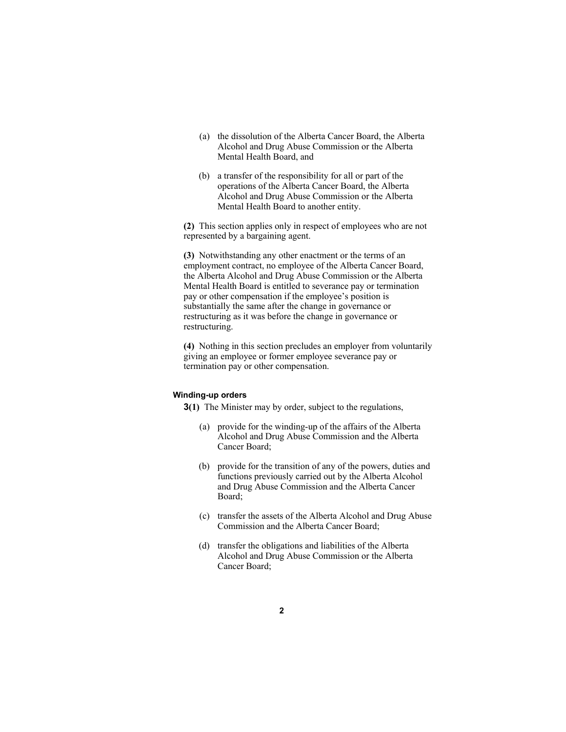(a) the dissolution of the Alberta Cancer Board, the Alberta Alcohol and Drug Abuse Commission or the Alberta Mental Health Board, and

(b) a transfer of the responsibility for all or part of the operations of the Alberta Cancer Board, the Alberta Alcohol and Drug Abuse Commission or the Alberta Mental Health Board to another entity.

**(2)** This section applies only in respect of employees who are not represented by a bargaining agent.

**(3)** Notwithstanding any other enactment or the terms of an employment contract, no employee of the Alberta Cancer Board, the Alberta Alcohol and Drug Abuse Commission or the Alberta Mental Health Board is entitled to severance pay or termination pay or other compensation if the employee's position is substantially the same after the change in governance or restructuring as it was before the change in governance or restructuring.

**(4)** Nothing in this section precludes an employer from voluntarily giving an employee or former employee severance pay or termination pay or other compensation.

#### Winding-up orders

**3(1)** The Minister may by order, subject to the regulations,

(a) provide for the winding-up of the affairs of the Alberta Alcohol and Drug Abuse Commission and the Alberta Cancer Board;

(b) provide for the transition of any of the powers, duties and functions previously carried out by the Alberta Alcohol and Drug Abuse Commission and the Alberta Cancer Board;

(c) transfer the assets of the Alberta Alcohol and Drug Abuse Commission and the Alberta Cancer Board;

(d) transfer the obligations and liabilities of the Alberta Alcohol and Drug Abuse Commission or the Alberta Cancer Board;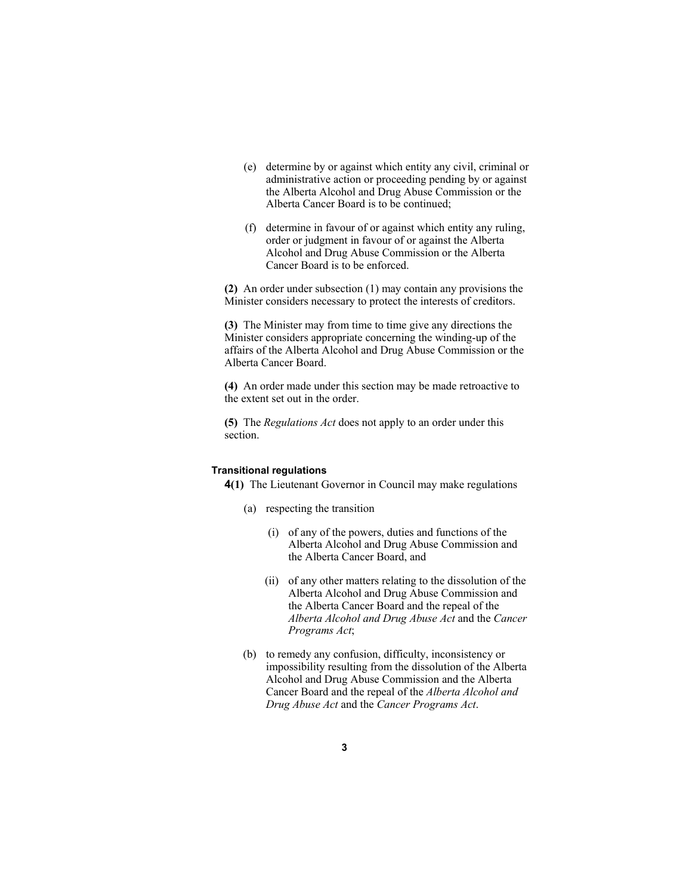(e) determine by or against which entity any civil, criminal or administrative action or proceeding pending by or against the Alberta Alcohol and Drug Abuse Commission or the Alberta Cancer Board is to be continued;

(f) determine in favour of or against which entity any ruling, order or judgment in favour of or against the Alberta Alcohol and Drug Abuse Commission or the Alberta Cancer Board is to be enforced.

**(2)** An order under subsection (1) may contain any provisions the Minister considers necessary to protect the interests of creditors.

**(3)** The Minister may from time to time give any directions the Minister considers appropriate concerning the winding-up of the affairs of the Alberta Alcohol and Drug Abuse Commission or the Alberta Cancer Board.

**(4)** An order made under this section may be made retroactive to the extent set out in the order.

**(5)** The *Regulations Act* does not apply to an order under this section.

#### Transitional regulations

**4(1)** The Lieutenant Governor in Council may make regulations

(a) respecting the transition

(i) of any of the powers, duties and functions of the Alberta Alcohol and Drug Abuse Commission and the Alberta Cancer Board, and

(ii) of any other matters relating to the dissolution of the Alberta Alcohol and Drug Abuse Commission and the Alberta Cancer Board and the repeal of the *Alberta Alcohol and Drug Abuse Act* and the *Cancer Programs Act*;

(b) to remedy any confusion, difficulty, inconsistency or impossibility resulting from the dissolution of the Alberta Alcohol and Drug Abuse Commission and the Alberta Cancer Board and the repeal of the *Alberta Alcohol and Drug Abuse Act* and the *Cancer Programs Act*.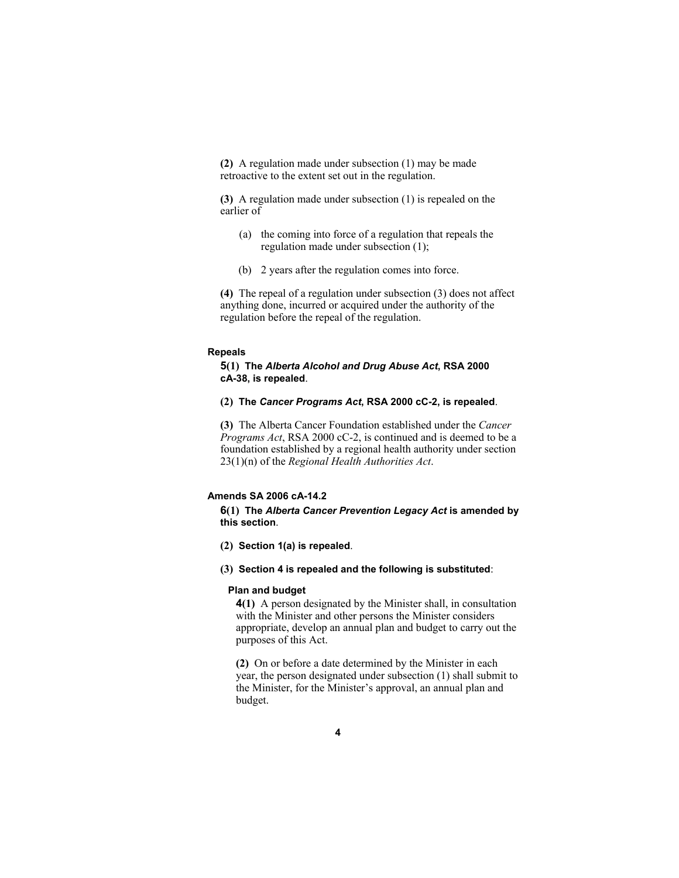**(2)** A regulation made under subsection (1) may be made retroactive to the extent set out in the regulation.

**(3)** A regulation made under subsection (1) is repealed on the earlier of

(a) the coming into force of a regulation that repeals the regulation made under subsection (1);

(b) 2 years after the regulation comes into force.

**(4)** The repeal of a regulation under subsection (3) does not affect anything done, incurred or acquired under the authority of the regulation before the repeal of the regulation.

**Repeals**

**5(1) The *Alberta Alcohol and Drug Abuse Act*, RSA 2000 cA-38, is repealed**.

**(2) The *Cancer Programs Act*, RSA 2000 cC-2, is repealed**.

**(3)** The Alberta Cancer Foundation established under the *Cancer Programs Act*, RSA 2000 cC-2, is continued and is deemed to be a foundation established by a regional health authority under section 23(1)(n) of the *Regional Health Authorities Act*.

**Amends SA 2006 cA-14.2**

**6(1) The *Alberta Cancer Prevention Legacy Act* is amended by this section**.

**(2) Section 1(a) is repealed**.

**(3) Section 4 is repealed and the following is substituted**:

**Plan and budget**

**4(1)** A person designated by the Minister shall, in consultation with the Minister and other persons the Minister considers appropriate, develop an annual plan and budget to carry out the purposes of this Act.

**(2)** On or before a date determined by the Minister in each year, the person designated under subsection (1) shall submit to the Minister, for the Minister's approval, an annual plan and budget.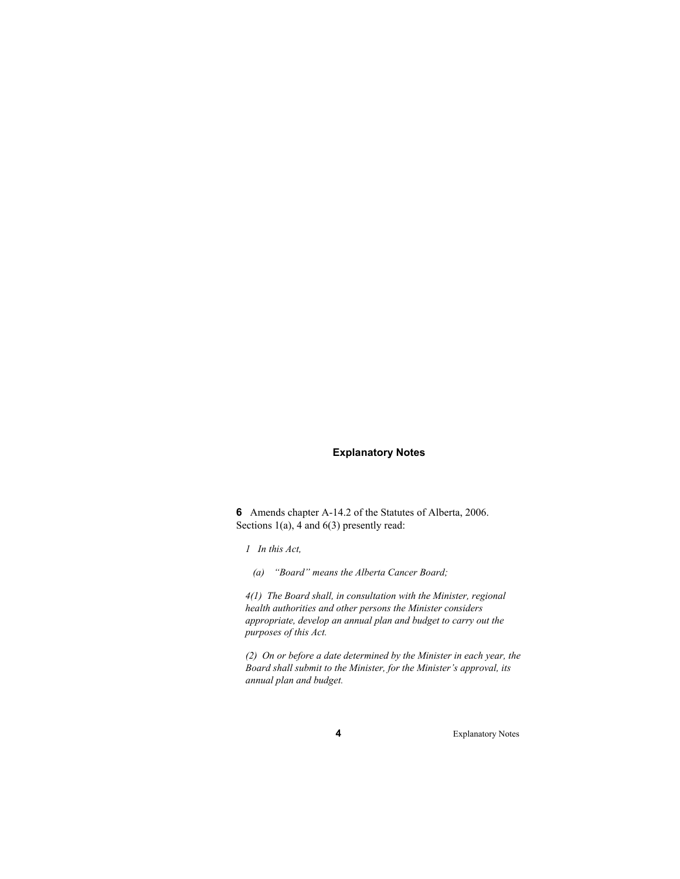## Explanatory Notes

**6** Amends chapter A-14.2 of the Statutes of Alberta, 2006. Sections 1(a), 4 and 6(3) presently read:

*1 In this Act,*

*(a) "Board" means the Alberta Cancer Board;*

*4(1) The Board shall, in consultation with the Minister, regional health authorities and other persons the Minister considers appropriate, develop an annual plan and budget to carry out the purposes of this Act.*

*(2) On or before a date determined by the Minister in each year, the Board shall submit to the Minister, for the Minister's approval, its annual plan and budget.*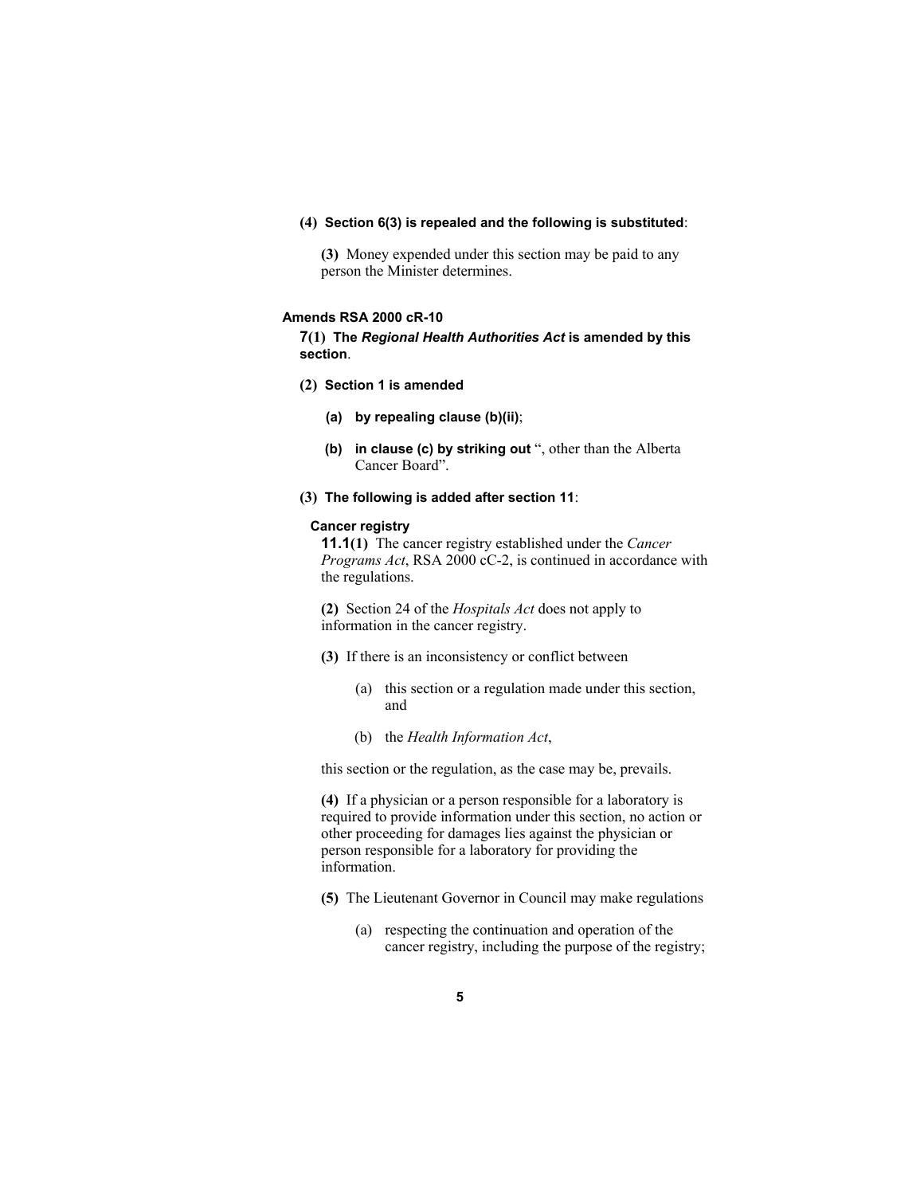**(4) Section 6(3) is repealed and the following is substituted**:

**(3)** Money expended under this section may be paid to any person the Minister determines.

**Amends RSA 2000 cR-10**

**7(1) The *Regional Health Authorities Act* is amended by this section**.

**(2) Section 1 is amended**

**(a) by repealing clause (b)(ii)**;

**(b) in clause (c) by striking out** ", other than the Alberta Cancer Board".

**(3) The following is added after section 11**:

**Cancer registry**

**11.1(1)** The cancer registry established under the *Cancer Programs Act*, RSA 2000 cC-2, is continued in accordance with the regulations.

**(2)** Section 24 of the *Hospitals Act* does not apply to information in the cancer registry.

**(3)** If there is an inconsistency or conflict between

(a) this section or a regulation made under this section, and

(b) the *Health Information Act*,

this section or the regulation, as the case may be, prevails.

**(4)** If a physician or a person responsible for a laboratory is required to provide information under this section, no action or other proceeding for damages lies against the physician or person responsible for a laboratory for providing the information.

**(5)** The Lieutenant Governor in Council may make regulations

(a) respecting the continuation and operation of the cancer registry, including the purpose of the registry;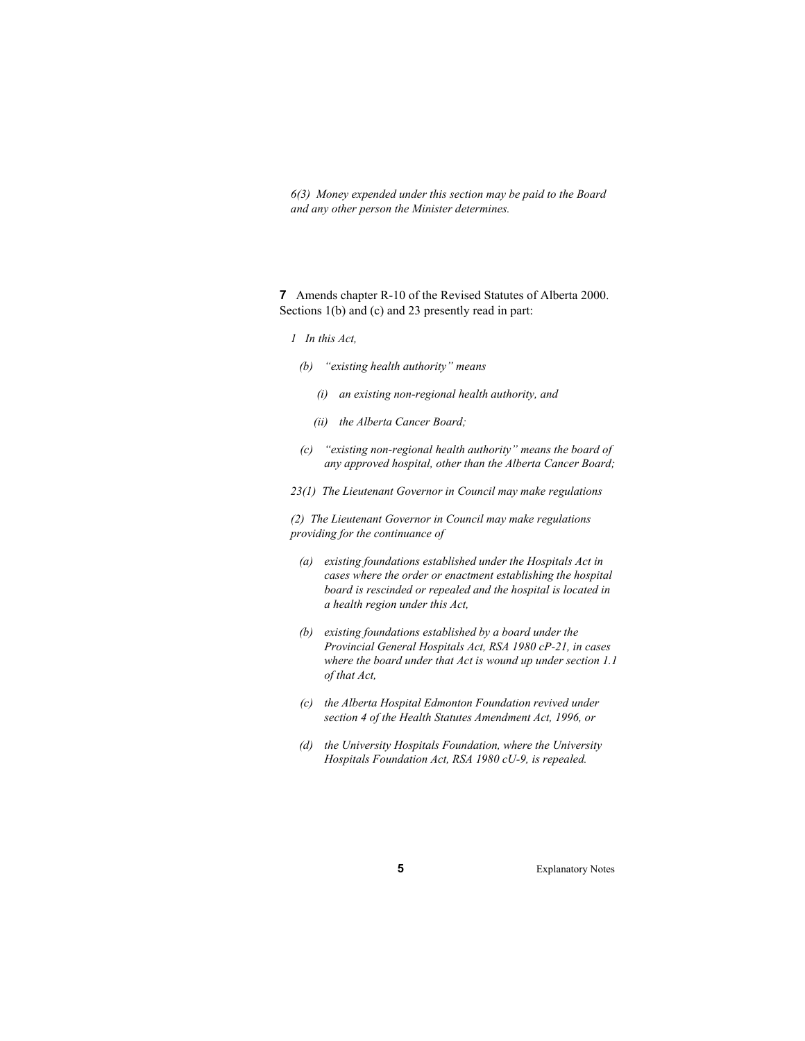*6(3) Money expended under this section may be paid to the Board and any other person the Minister determines.*

**7** Amends chapter R-10 of the Revised Statutes of Alberta 2000. Sections 1(b) and (c) and 23 presently read in part:

*1 In this Act,*

*(b) "existing health authority" means*

*(i) an existing non-regional health authority, and*

*(ii) the Alberta Cancer Board;*

*(c) "existing non-regional health authority" means the board of any approved hospital, other than the Alberta Cancer Board;*

*23(1) The Lieutenant Governor in Council may make regulations*

*(2) The Lieutenant Governor in Council may make regulations providing for the continuance of*

*(a) existing foundations established under the Hospitals Act in cases where the order or enactment establishing the hospital board is rescinded or repealed and the hospital is located in a health region under this Act,*

*(b) existing foundations established by a board under the Provincial General Hospitals Act, RSA 1980 cP-21, in cases where the board under that Act is wound up under section 1.1 of that Act,*

*(c) the Alberta Hospital Edmonton Foundation revived under section 4 of the Health Statutes Amendment Act, 1996, or*

*(d) the University Hospitals Foundation, where the University Hospitals Foundation Act, RSA 1980 cU-9, is repealed.*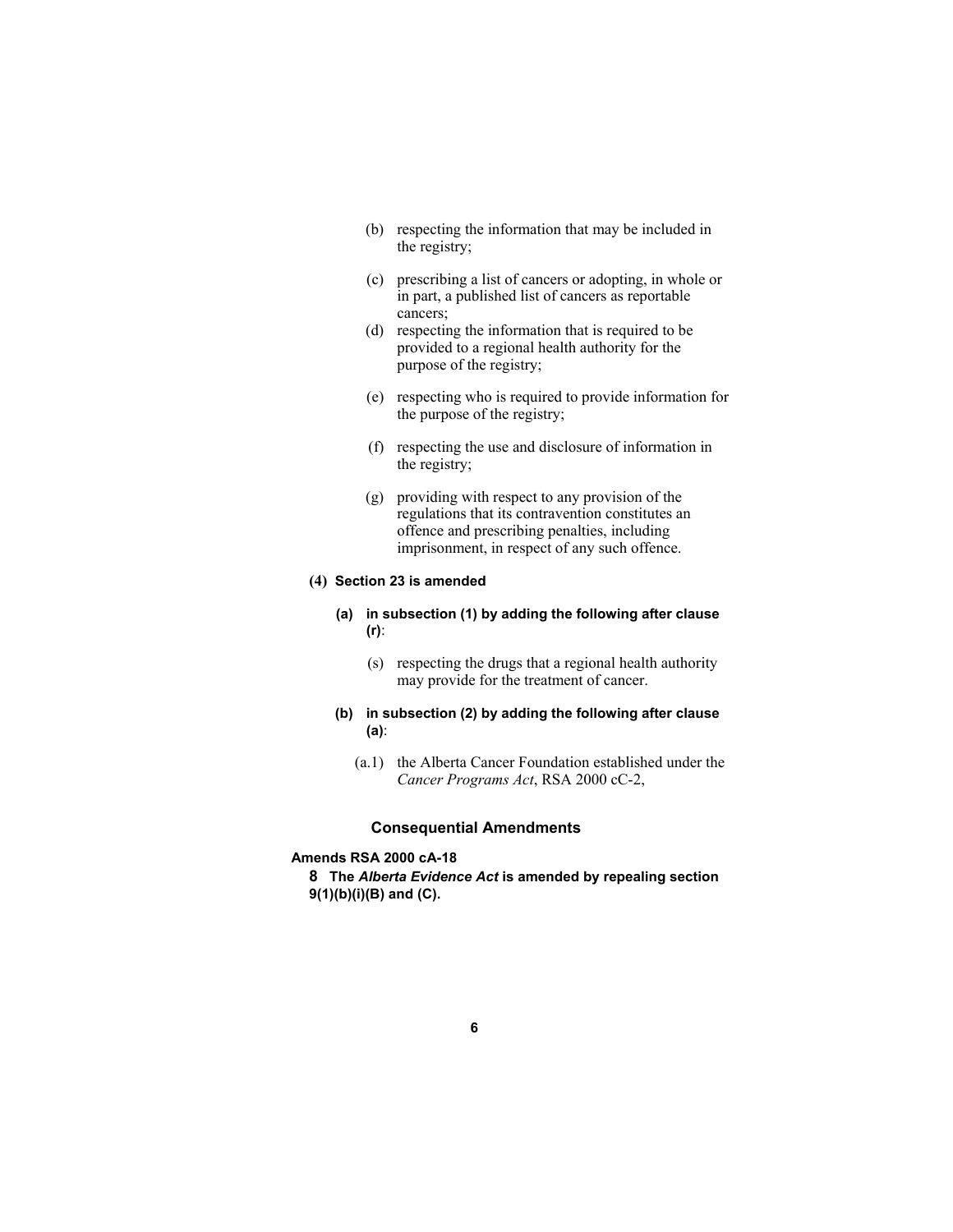(b) respecting the information that may be included in the registry;

(c) prescribing a list of cancers or adopting, in whole or in part, a published list of cancers as reportable cancers;

(d) respecting the information that is required to be provided to a regional health authority for the purpose of the registry;

(e) respecting who is required to provide information for the purpose of the registry;

(f) respecting the use and disclosure of information in the registry;

(g) providing with respect to any provision of the regulations that its contravention constitutes an offence and prescribing penalties, including imprisonment, in respect of any such offence.

**(4) Section 23 is amended**

**(a) in subsection (1) by adding the following after clause (r):**

(s) respecting the drugs that a regional health authority may provide for the treatment of cancer.

**(b) in subsection (2) by adding the following after clause (a):**

(a.1) the Alberta Cancer Foundation established under the *Cancer Programs Act*, RSA 2000 cC-2,

### Consequential Amendments

**Amends RSA 2000 cA-18**

**8 The *Alberta Evidence Act* is amended by repealing section 9(1)(b)(i)(B) and (C).**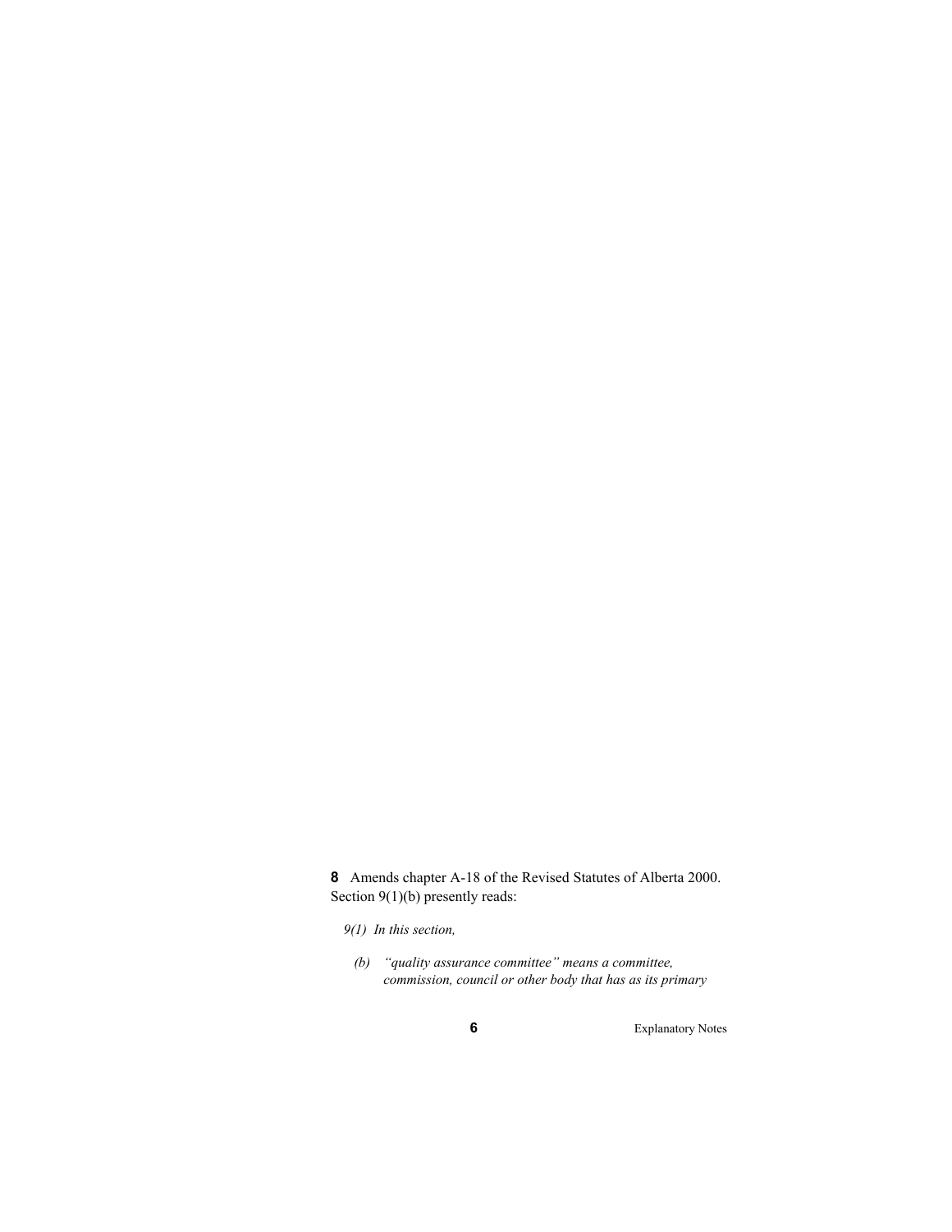**8** Amends chapter A-18 of the Revised Statutes of Alberta 2000. Section 9(1)(b) presently reads:

*9(1) In this section,*

*(b) "quality assurance committee" means a committee, commission, council or other body that has as its primary*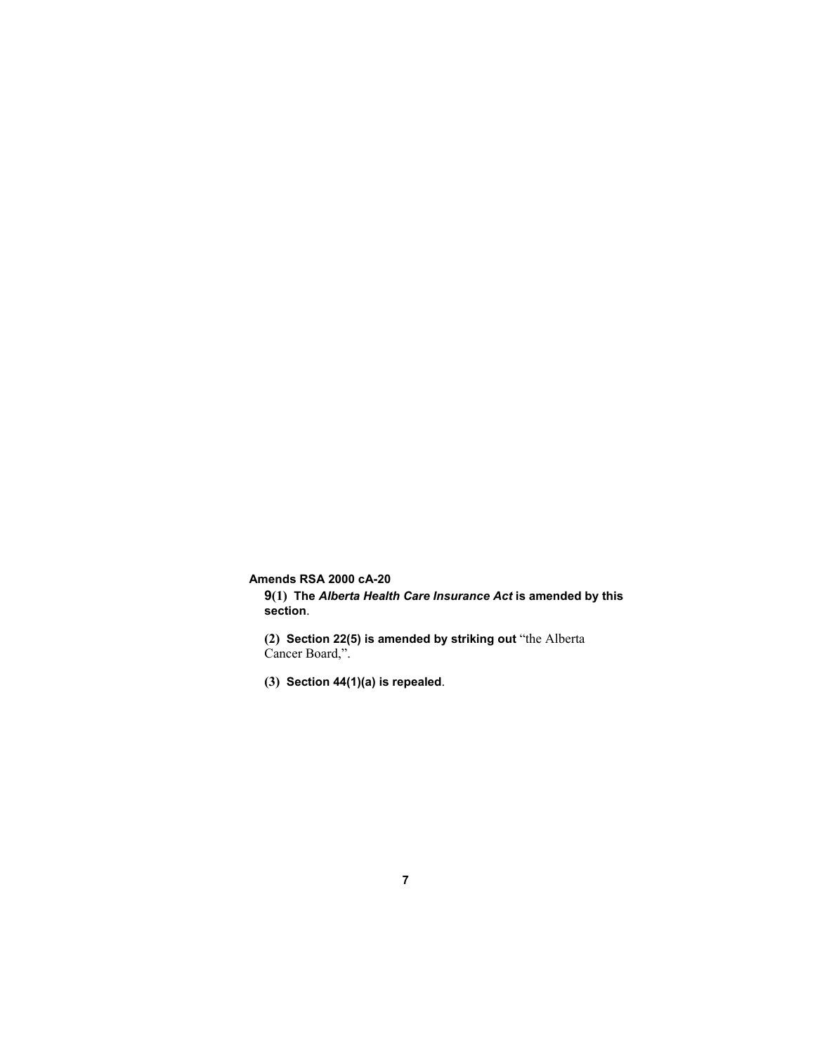**Amends RSA 2000 cA-20**

**9(1) The *Alberta Health Care Insurance Act* is amended by this section**.

**(2) Section 22(5) is amended by striking out** "the Alberta Cancer Board,".

**(3) Section 44(1)(a) is repealed**.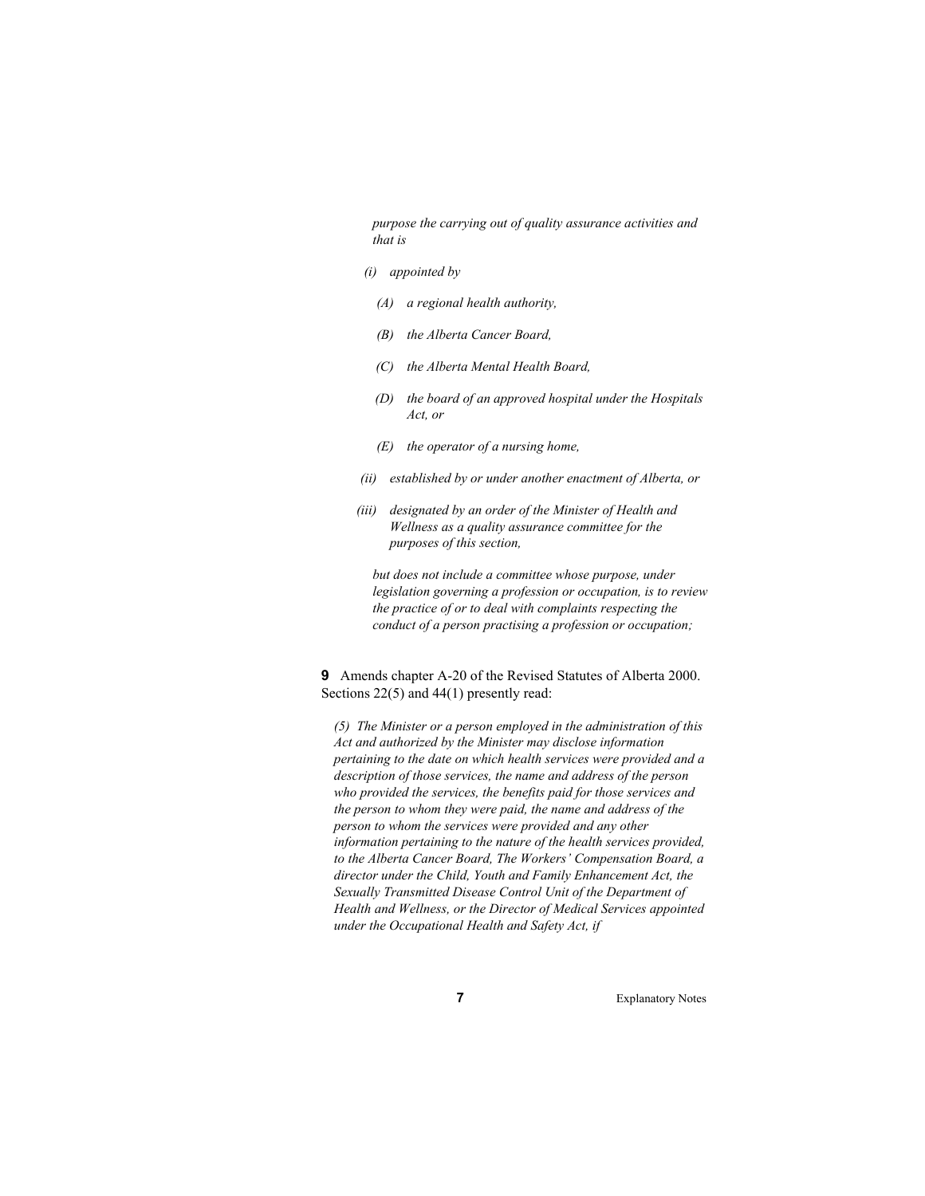*purpose the carrying out of quality assurance activities and that is*

*(i) appointed by*

*(A) a regional health authority,*

*(B) the Alberta Cancer Board,*

*(C) the Alberta Mental Health Board,*

*(D) the board of an approved hospital under the Hospitals Act, or*

*(E) the operator of a nursing home,*

*(ii) established by or under another enactment of Alberta, or*

*(iii) designated by an order of the Minister of Health and Wellness as a quality assurance committee for the purposes of this section,*

*but does not include a committee whose purpose, under legislation governing a profession or occupation, is to review the practice of or to deal with complaints respecting the conduct of a person practising a profession or occupation;*

**9** Amends chapter A-20 of the Revised Statutes of Alberta 2000. Sections 22(5) and 44(1) presently read:

*(5) The Minister or a person employed in the administration of this Act and authorized by the Minister may disclose information pertaining to the date on which health services were provided and a description of those services, the name and address of the person who provided the services, the benefits paid for those services and the person to whom they were paid, the name and address of the person to whom the services were provided and any other information pertaining to the nature of the health services provided, to the Alberta Cancer Board, The Workers' Compensation Board, a director under the Child, Youth and Family Enhancement Act, the Sexually Transmitted Disease Control Unit of the Department of Health and Wellness, or the Director of Medical Services appointed under the Occupational Health and Safety Act, if*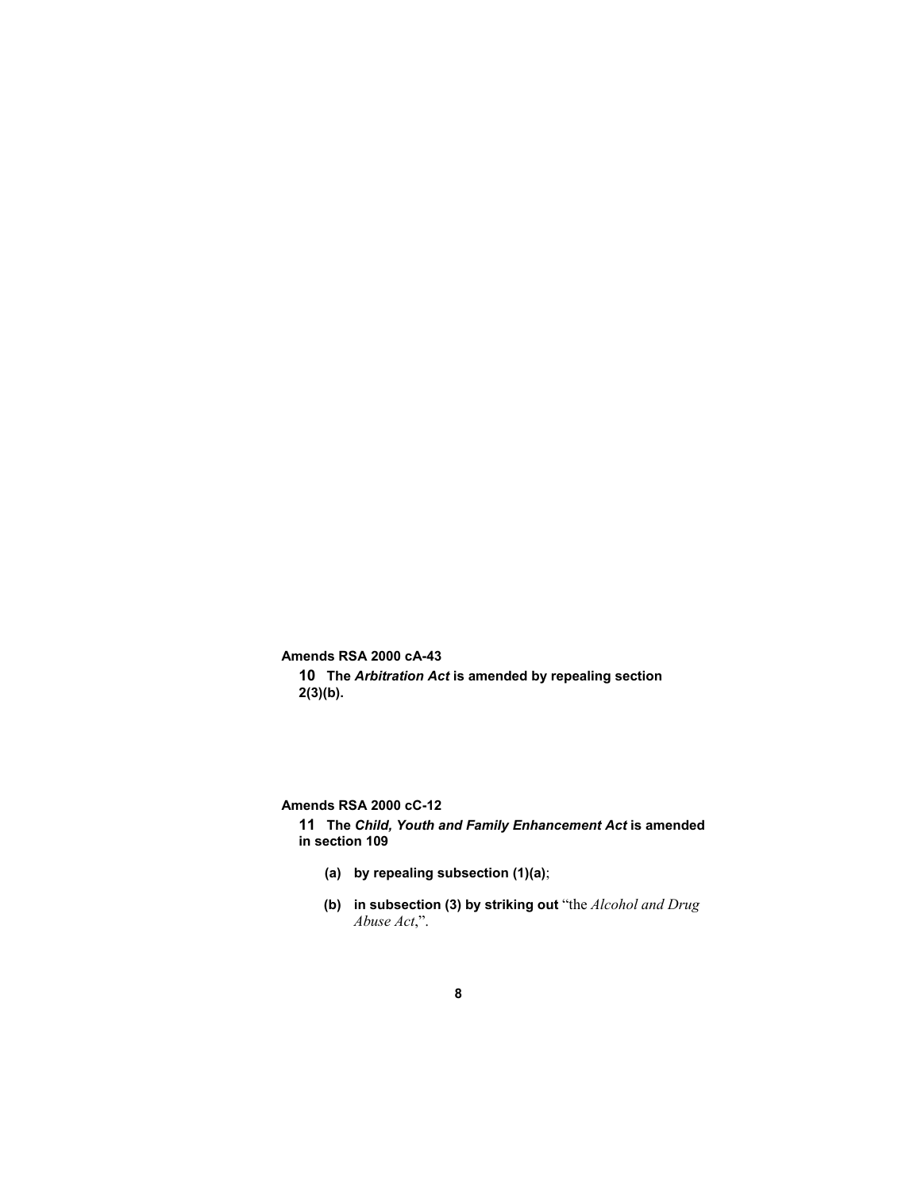**Amends RSA 2000 cA-43**

**10 The *Arbitration Act* is amended by repealing section 2(3)(b).**

**Amends RSA 2000 cC-12**

**11 The *Child, Youth and Family Enhancement Act* is amended in section 109**

**(a) by repealing subsection (1)(a)**;

**(b) in subsection (3) by striking out** "the *Alcohol and Drug Abuse Act*,".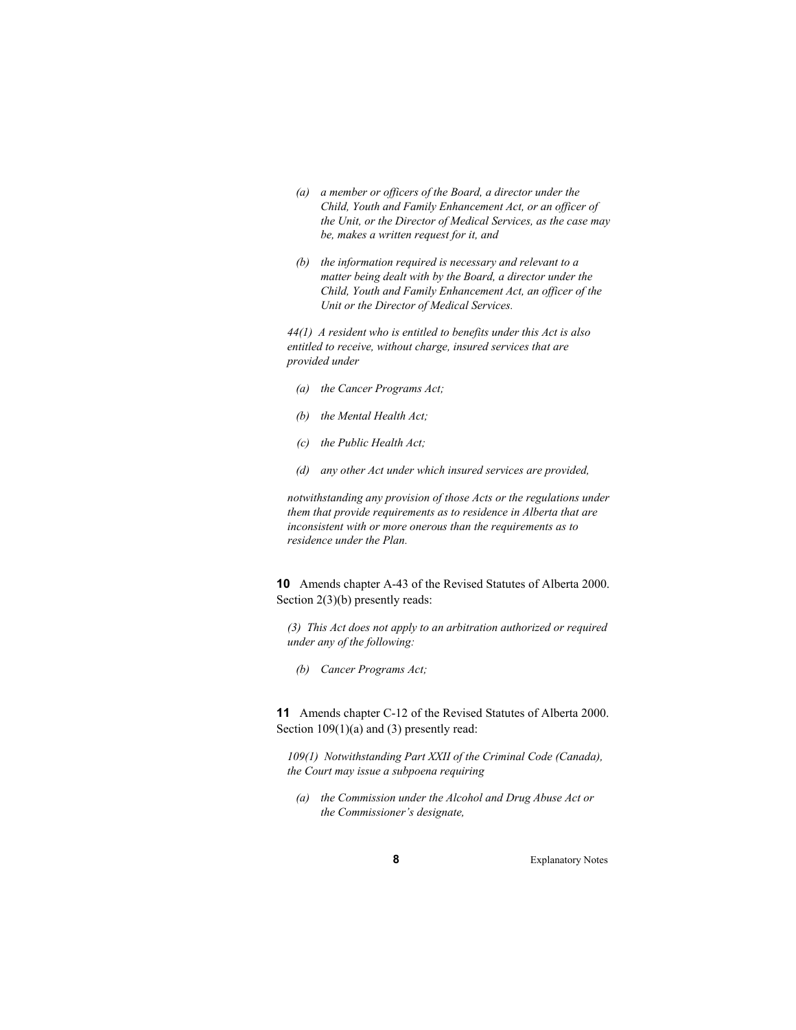*(a) a member or officers of the Board, a director under the Child, Youth and Family Enhancement Act, or an officer of the Unit, or the Director of Medical Services, as the case may be, makes a written request for it, and*

*(b) the information required is necessary and relevant to a matter being dealt with by the Board, a director under the Child, Youth and Family Enhancement Act, an officer of the Unit or the Director of Medical Services.*

*44(1) A resident who is entitled to benefits under this Act is also entitled to receive, without charge, insured services that are provided under*

*(a) the Cancer Programs Act;*

*(b) the Mental Health Act;*

*(c) the Public Health Act;*

*(d) any other Act under which insured services are provided,*

*notwithstanding any provision of those Acts or the regulations under them that provide requirements as to residence in Alberta that are inconsistent with or more onerous than the requirements as to residence under the Plan.*

**10** Amends chapter A-43 of the Revised Statutes of Alberta 2000. Section 2(3)(b) presently reads:

*(3) This Act does not apply to an arbitration authorized or required under any of the following:*

*(b) Cancer Programs Act;*

**11** Amends chapter C-12 of the Revised Statutes of Alberta 2000. Section 109(1)(a) and (3) presently read:

*109(1) Notwithstanding Part XXII of the Criminal Code (Canada), the Court may issue a subpoena requiring*

*(a) the Commission under the Alcohol and Drug Abuse Act or the Commissioner's designate,*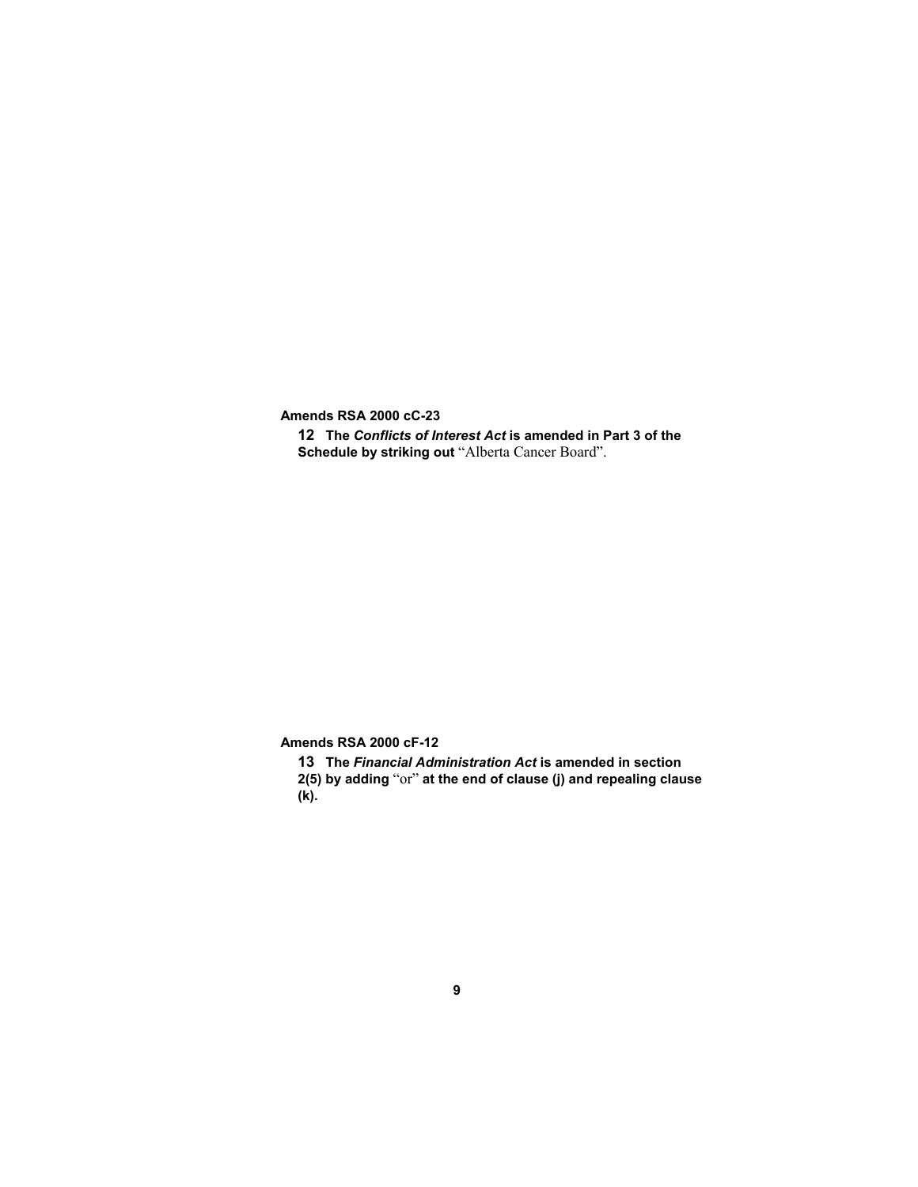**Amends RSA 2000 cC-23**

**12 The *Conflicts of Interest Act* is amended in Part 3 of the Schedule by striking out** "Alberta Cancer Board".

**Amends RSA 2000 cF-12**

**13 The *Financial Administration Act* is amended in section 2(5) by adding** "or" **at the end of clause (j) and repealing clause (k).**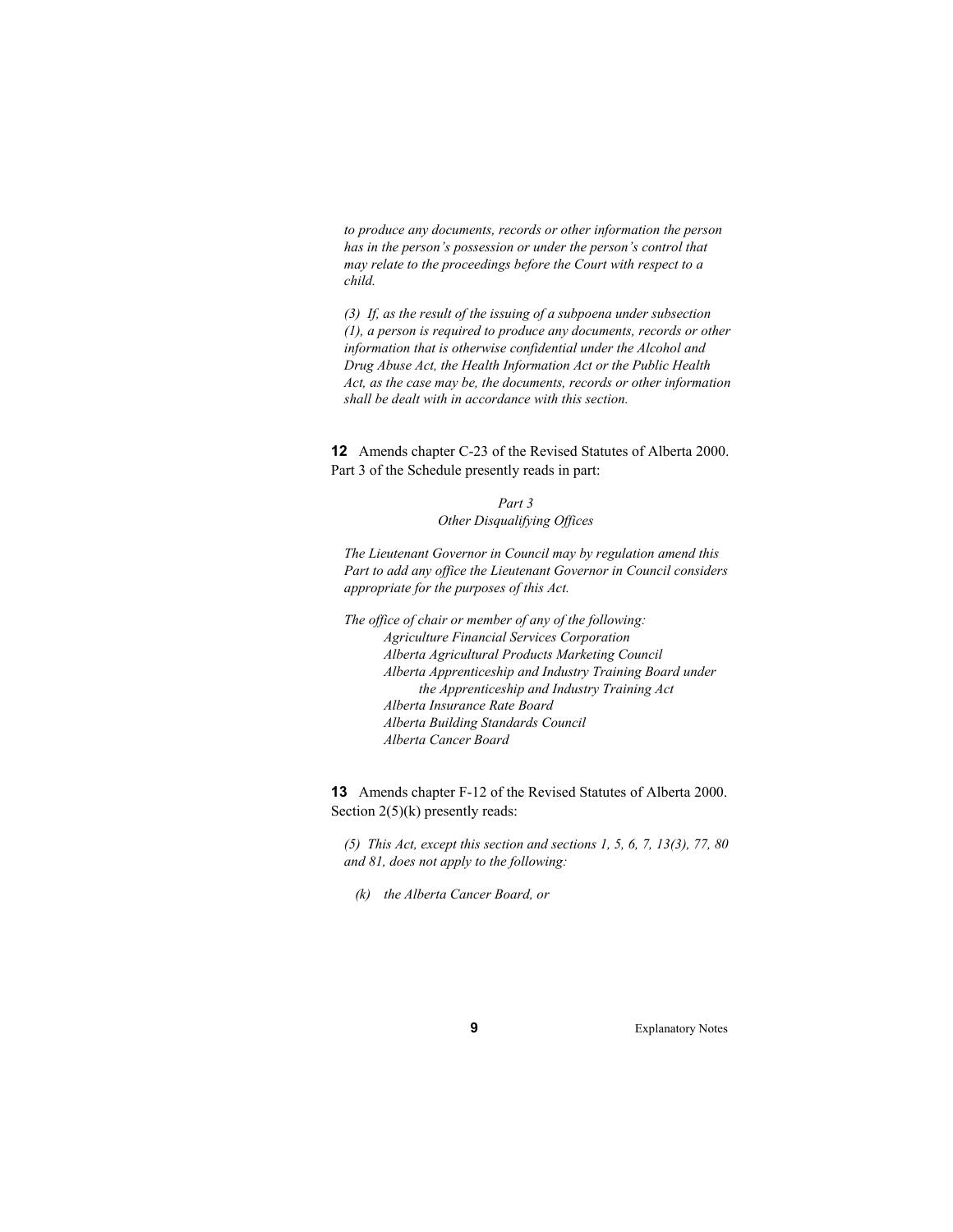*to produce any documents, records or other information the person has in the person's possession or under the person's control that may relate to the proceedings before the Court with respect to a child.*

*(3) If, as the result of the issuing of a subpoena under subsection (1), a person is required to produce any documents, records or other information that is otherwise confidential under the Alcohol and Drug Abuse Act, the Health Information Act or the Public Health Act, as the case may be, the documents, records or other information shall be dealt with in accordance with this section.*

**12** Amends chapter C-23 of the Revised Statutes of Alberta 2000. Part 3 of the Schedule presently reads in part:

*Part 3*
*Other Disqualifying Offices*

*The Lieutenant Governor in Council may by regulation amend this Part to add any office the Lieutenant Governor in Council considers appropriate for the purposes of this Act.*

*The office of chair or member of any of the following:*
*Agriculture Financial Services Corporation*
*Alberta Agricultural Products Marketing Council*
*Alberta Apprenticeship and Industry Training Board under the Apprenticeship and Industry Training Act*
*Alberta Insurance Rate Board*
*Alberta Building Standards Council*
*Alberta Cancer Board*

**13** Amends chapter F-12 of the Revised Statutes of Alberta 2000. Section 2(5)(k) presently reads:

*(5) This Act, except this section and sections 1, 5, 6, 7, 13(3), 77, 80 and 81, does not apply to the following:*

*(k) the Alberta Cancer Board, or*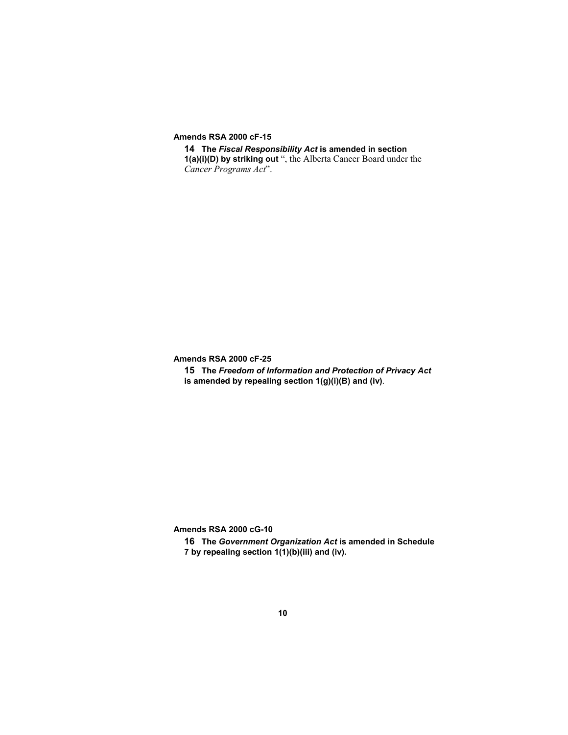**Amends RSA 2000 cF-15**

**14 The *Fiscal Responsibility Act* is amended in section 1(a)(i)(D) by striking out** ", the Alberta Cancer Board under the *Cancer Programs Act*".

**Amends RSA 2000 cF-25**

**15 The *Freedom of Information and Protection of Privacy Act* is amended by repealing section 1(g)(i)(B) and (iv)**.

**Amends RSA 2000 cG-10**

**16 The *Government Organization Act* is amended in Schedule 7 by repealing section 1(1)(b)(iii) and (iv).**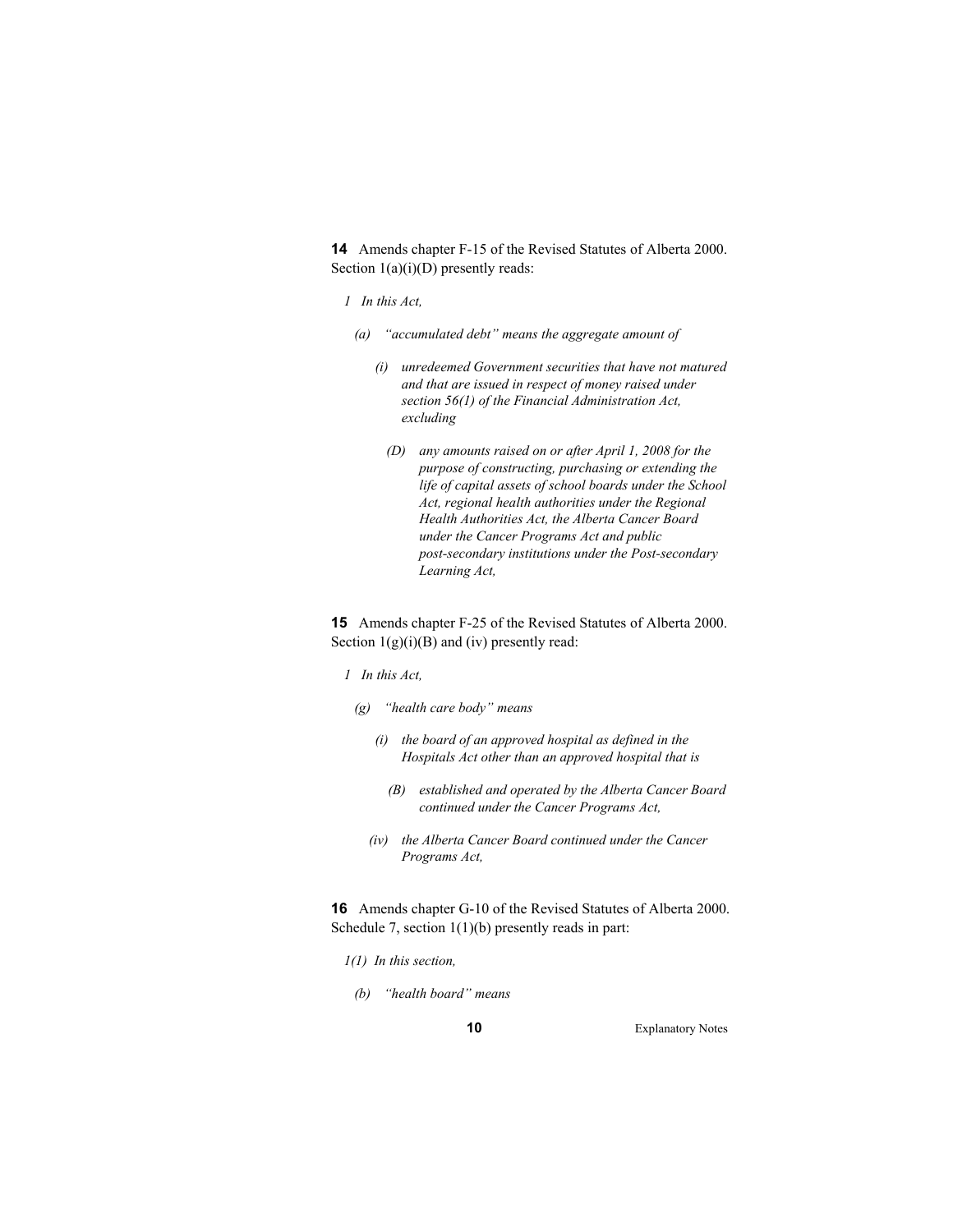**14** Amends chapter F-15 of the Revised Statutes of Alberta 2000. Section 1(a)(i)(D) presently reads:

*1 In this Act,*

*(a) "accumulated debt" means the aggregate amount of*

*(i) unredeemed Government securities that have not matured and that are issued in respect of money raised under section 56(1) of the Financial Administration Act, excluding*

*(D) any amounts raised on or after April 1, 2008 for the purpose of constructing, purchasing or extending the life of capital assets of school boards under the School Act, regional health authorities under the Regional Health Authorities Act, the Alberta Cancer Board under the Cancer Programs Act and public post-secondary institutions under the Post-secondary Learning Act,*

**15** Amends chapter F-25 of the Revised Statutes of Alberta 2000. Section 1(g)(i)(B) and (iv) presently read:

*1 In this Act,*

*(g) "health care body" means*

*(i) the board of an approved hospital as defined in the Hospitals Act other than an approved hospital that is*

*(B) established and operated by the Alberta Cancer Board continued under the Cancer Programs Act,*

*(iv) the Alberta Cancer Board continued under the Cancer Programs Act,*

**16** Amends chapter G-10 of the Revised Statutes of Alberta 2000. Schedule 7, section 1(1)(b) presently reads in part:

*1(1) In this section,*

*(b) "health board" means*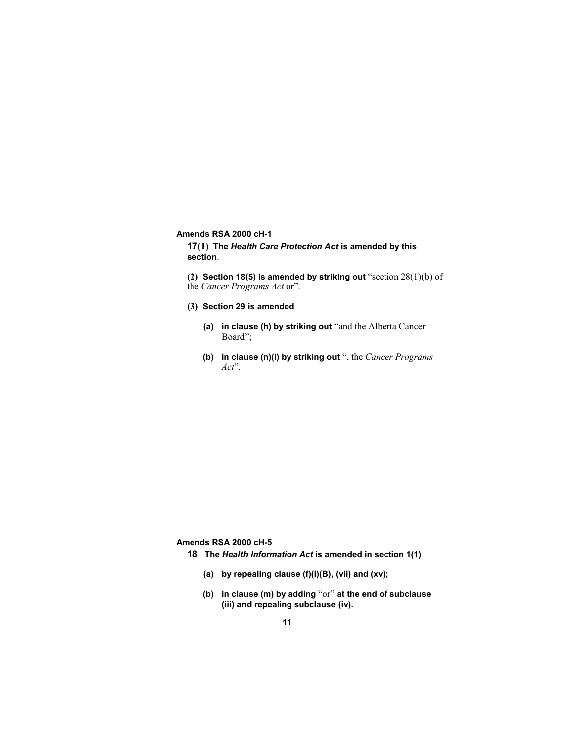**Amends RSA 2000 cH-1**

**17(1) The *Health Care Protection Act* is amended by this section**.

**(2) Section 18(5) is amended by striking out** "section 28(1)(b) of the *Cancer Programs Act* or".

**(3) Section 29 is amended**

- **(a) in clause (h) by striking out** "and the Alberta Cancer Board";
- **(b) in clause (n)(i) by striking out** ", the *Cancer Programs Act*".

**Amends RSA 2000 cH-5**

**18 The *Health Information Act* is amended in section 1(1)**

- **(a) by repealing clause (f)(i)(B), (vii) and (xv);**
- **(b) in clause (m) by adding** "or" **at the end of subclause (iii) and repealing subclause (iv).**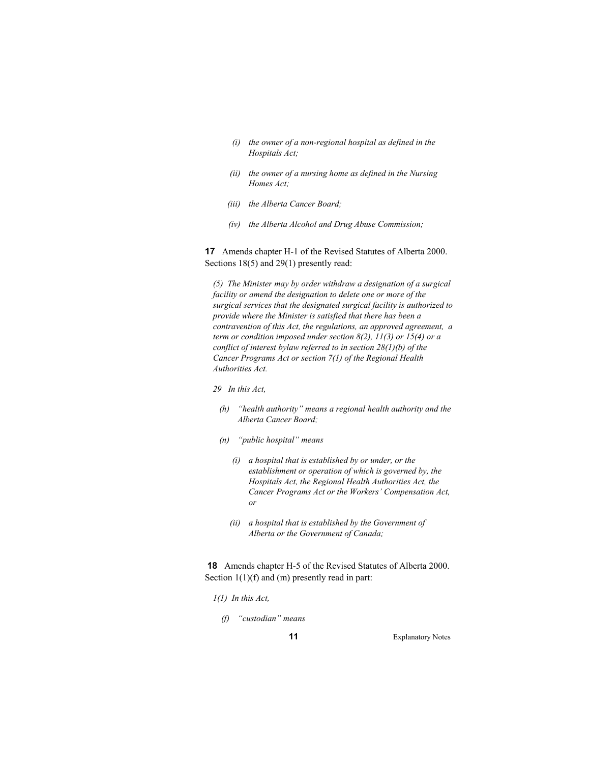*(i) the owner of a non-regional hospital as defined in the Hospitals Act;*

*(ii) the owner of a nursing home as defined in the Nursing Homes Act;*

*(iii) the Alberta Cancer Board;*

*(iv) the Alberta Alcohol and Drug Abuse Commission;*

**17** Amends chapter H-1 of the Revised Statutes of Alberta 2000. Sections 18(5) and 29(1) presently read:

*(5) The Minister may by order withdraw a designation of a surgical facility or amend the designation to delete one or more of the surgical services that the designated surgical facility is authorized to provide where the Minister is satisfied that there has been a contravention of this Act, the regulations, an approved agreement, a term or condition imposed under section 8(2), 11(3) or 15(4) or a conflict of interest bylaw referred to in section 28(1)(b) of the Cancer Programs Act or section 7(1) of the Regional Health Authorities Act.*

*29 In this Act,*

*(h) "health authority" means a regional health authority and the Alberta Cancer Board;*

*(n) "public hospital" means*

*(i) a hospital that is established by or under, or the establishment or operation of which is governed by, the Hospitals Act, the Regional Health Authorities Act, the Cancer Programs Act or the Workers' Compensation Act, or*

*(ii) a hospital that is established by the Government of Alberta or the Government of Canada;*

**18** Amends chapter H-5 of the Revised Statutes of Alberta 2000. Section 1(1)(f) and (m) presently read in part:

*1(1) In this Act,*

*(f) "custodian" means*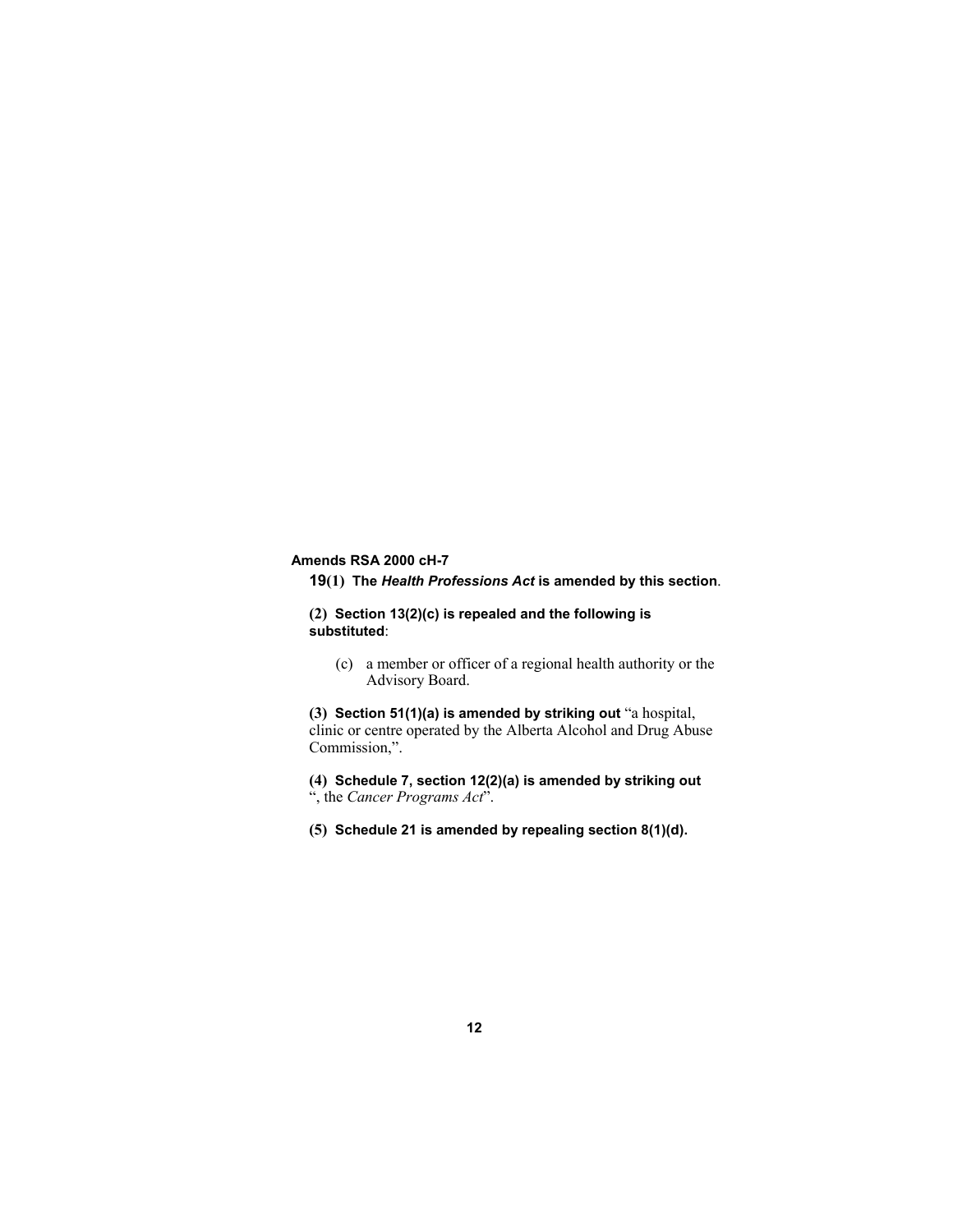**Amends RSA 2000 cH-7**

**19(1) The *Health Professions Act* is amended by this section**.

**(2) Section 13(2)(c) is repealed and the following is substituted**:

> (c) a member or officer of a regional health authority or the Advisory Board.

**(3) Section 51(1)(a) is amended by striking out** "a hospital, clinic or centre operated by the Alberta Alcohol and Drug Abuse Commission,".

**(4) Schedule 7, section 12(2)(a) is amended by striking out** ", the *Cancer Programs Act*".

**(5) Schedule 21 is amended by repealing section 8(1)(d).**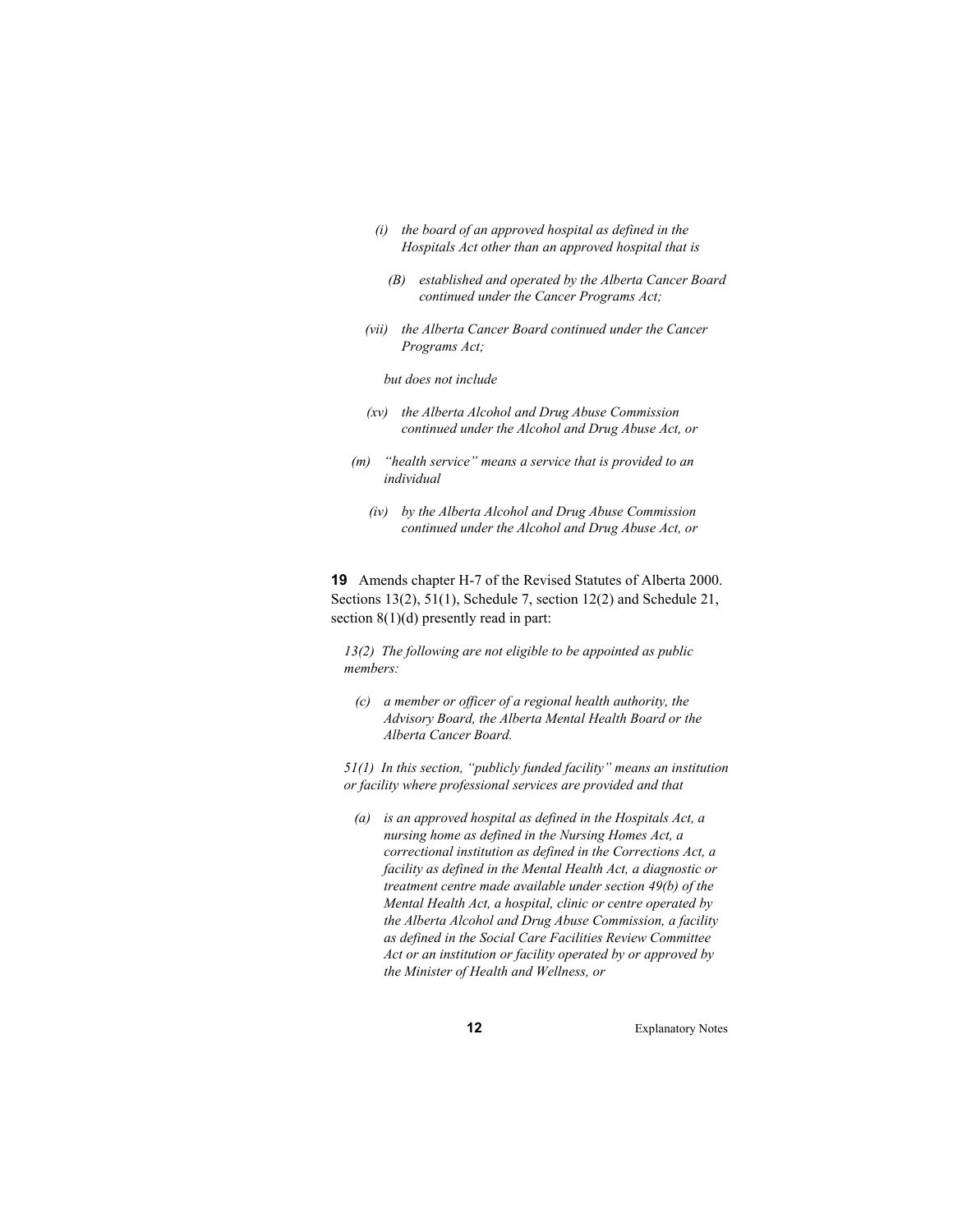*(i) the board of an approved hospital as defined in the Hospitals Act other than an approved hospital that is*

*(B) established and operated by the Alberta Cancer Board continued under the Cancer Programs Act;*

*(vii) the Alberta Cancer Board continued under the Cancer Programs Act;*

*but does not include*

*(xv) the Alberta Alcohol and Drug Abuse Commission continued under the Alcohol and Drug Abuse Act, or*

*(m) "health service" means a service that is provided to an individual*

*(iv) by the Alberta Alcohol and Drug Abuse Commission continued under the Alcohol and Drug Abuse Act, or*

**19** Amends chapter H-7 of the Revised Statutes of Alberta 2000. Sections 13(2), 51(1), Schedule 7, section 12(2) and Schedule 21, section 8(1)(d) presently read in part:

*13(2) The following are not eligible to be appointed as public members:*

*(c) a member or officer of a regional health authority, the Advisory Board, the Alberta Mental Health Board or the Alberta Cancer Board.*

*51(1) In this section, "publicly funded facility" means an institution or facility where professional services are provided and that*

*(a) is an approved hospital as defined in the Hospitals Act, a nursing home as defined in the Nursing Homes Act, a correctional institution as defined in the Corrections Act, a facility as defined in the Mental Health Act, a diagnostic or treatment centre made available under section 49(b) of the Mental Health Act, a hospital, clinic or centre operated by the Alberta Alcohol and Drug Abuse Commission, a facility as defined in the Social Care Facilities Review Committee Act or an institution or facility operated by or approved by the Minister of Health and Wellness, or*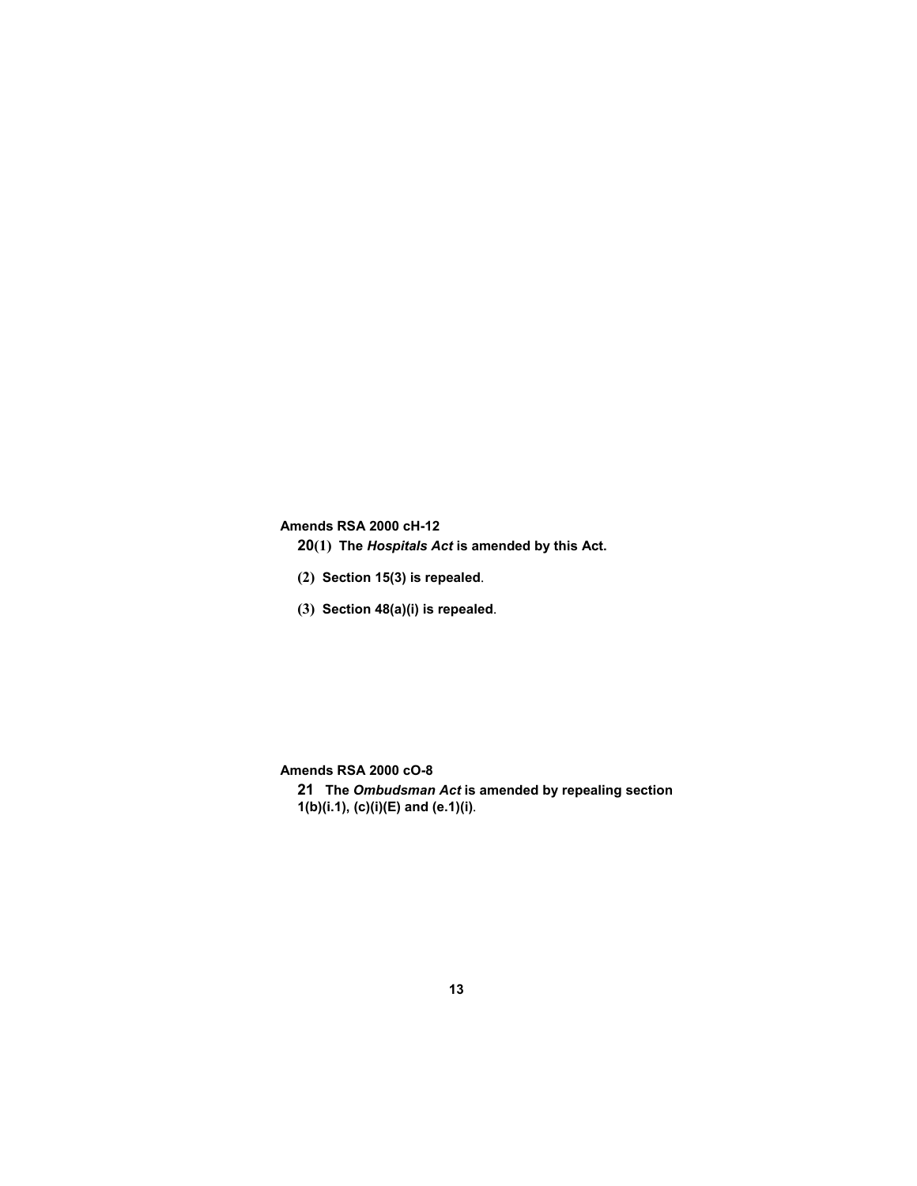**Amends RSA 2000 cH-12**

**20(1) The *Hospitals Act* is amended by this Act.**

**(2) Section 15(3) is repealed**.

**(3) Section 48(a)(i) is repealed**.

**Amends RSA 2000 cO-8**

**21 The *Ombudsman Act* is amended by repealing section 1(b)(i.1), (c)(i)(E) and (e.1)(i)**.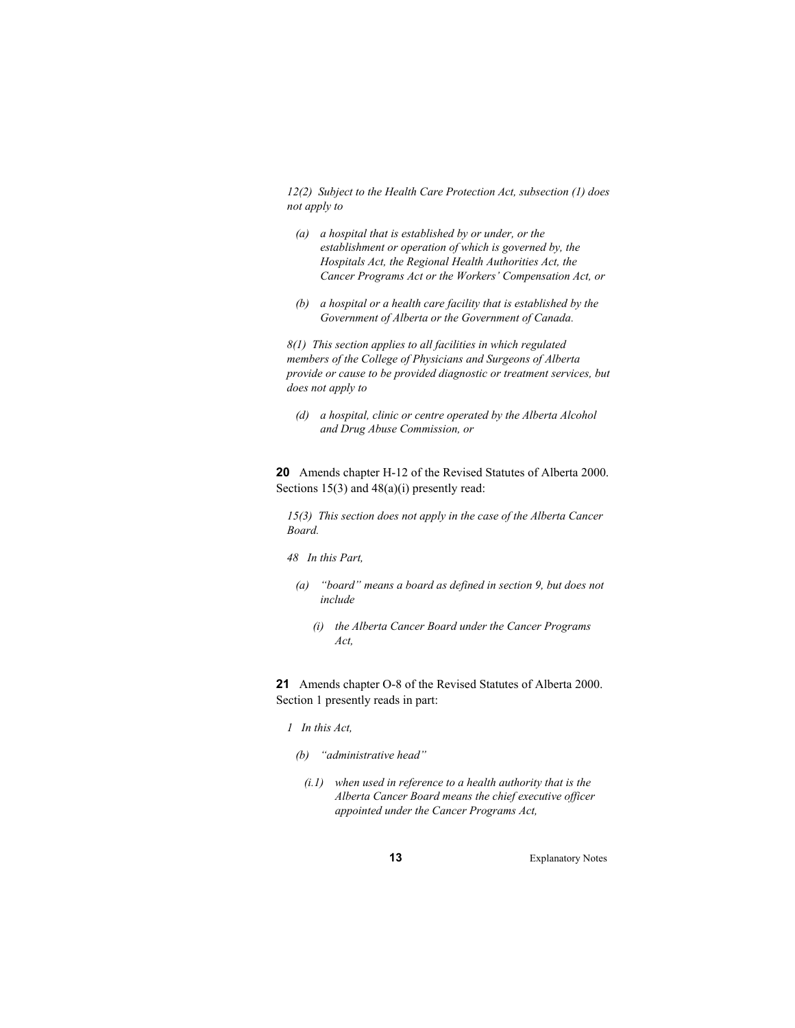*12(2) Subject to the Health Care Protection Act, subsection (1) does not apply to*

*(a) a hospital that is established by or under, or the establishment or operation of which is governed by, the Hospitals Act, the Regional Health Authorities Act, the Cancer Programs Act or the Workers' Compensation Act, or*

*(b) a hospital or a health care facility that is established by the Government of Alberta or the Government of Canada.*

*8(1) This section applies to all facilities in which regulated members of the College of Physicians and Surgeons of Alberta provide or cause to be provided diagnostic or treatment services, but does not apply to*

*(d) a hospital, clinic or centre operated by the Alberta Alcohol and Drug Abuse Commission, or*

**20** Amends chapter H-12 of the Revised Statutes of Alberta 2000. Sections 15(3) and 48(a)(i) presently read:

*15(3) This section does not apply in the case of the Alberta Cancer Board.*

*48 In this Part,*

*(a) "board" means a board as defined in section 9, but does not include*

*(i) the Alberta Cancer Board under the Cancer Programs Act,*

**21** Amends chapter O-8 of the Revised Statutes of Alberta 2000. Section 1 presently reads in part:

*1 In this Act,*

*(b) "administrative head"*

*(i.1) when used in reference to a health authority that is the Alberta Cancer Board means the chief executive officer appointed under the Cancer Programs Act,*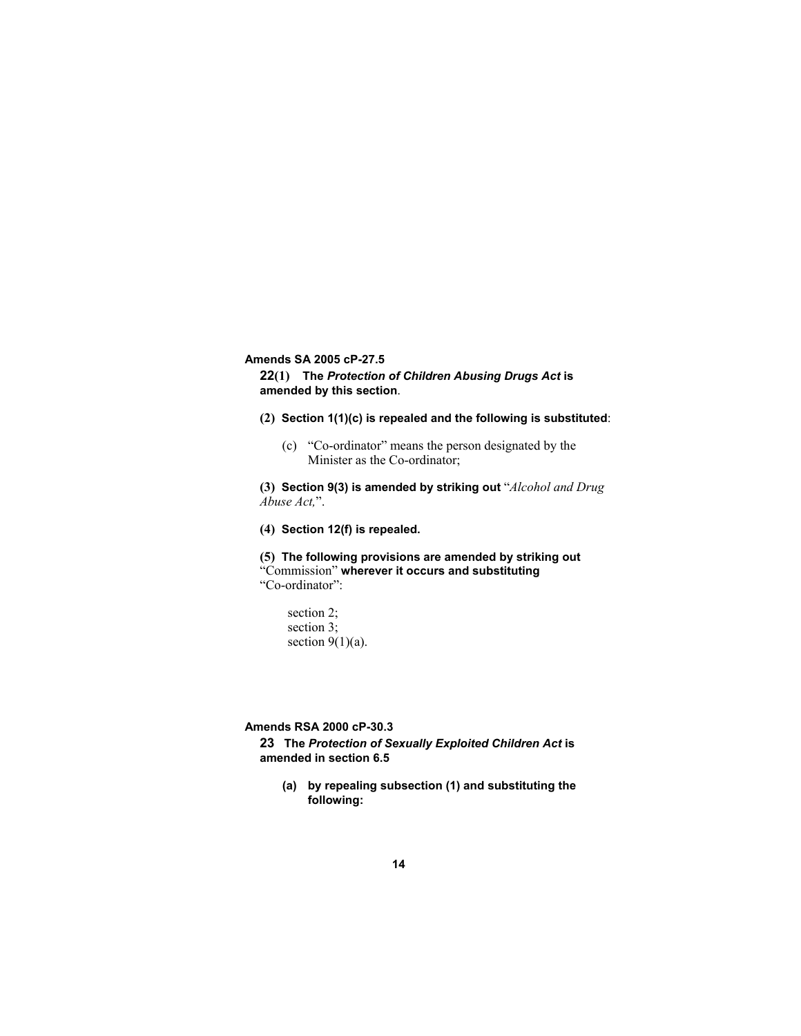**Amends SA 2005 cP-27.5**

**22(1) The *Protection of Children Abusing Drugs Act* is amended by this section.**

**(2) Section 1(1)(c) is repealed and the following is substituted:**

(c) "Co-ordinator" means the person designated by the Minister as the Co-ordinator;

**(3) Section 9(3) is amended by striking out** "*Alcohol and Drug Abuse Act,*".

**(4) Section 12(f) is repealed.**

**(5) The following provisions are amended by striking out** "Commission" **wherever it occurs and substituting** "Co-ordinator":

section 2;
section 3;
section 9(1)(a).

**Amends RSA 2000 cP-30.3**

**23 The *Protection of Sexually Exploited Children Act* is amended in section 6.5**

**(a) by repealing subsection (1) and substituting the following:**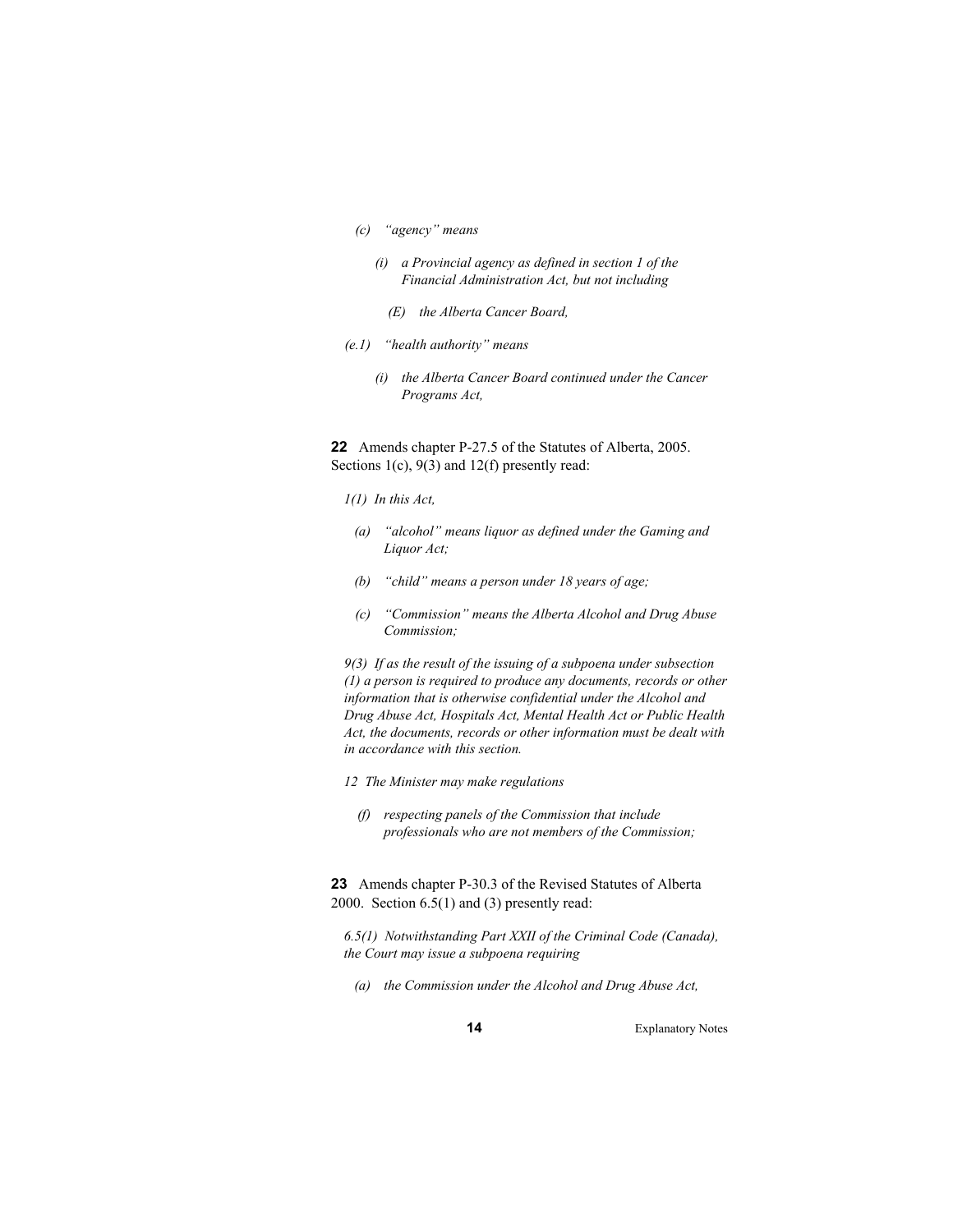*(c) "agency" means*

*(i) a Provincial agency as defined in section 1 of the Financial Administration Act, but not including*

*(E) the Alberta Cancer Board,*

*(e.1) "health authority" means*

*(i) the Alberta Cancer Board continued under the Cancer Programs Act,*

**22** Amends chapter P-27.5 of the Statutes of Alberta, 2005. Sections 1(c), 9(3) and 12(f) presently read:

*1(1) In this Act,*

*(a) "alcohol" means liquor as defined under the Gaming and Liquor Act;*

*(b) "child" means a person under 18 years of age;*

*(c) "Commission" means the Alberta Alcohol and Drug Abuse Commission;*

*9(3) If as the result of the issuing of a subpoena under subsection (1) a person is required to produce any documents, records or other information that is otherwise confidential under the Alcohol and Drug Abuse Act, Hospitals Act, Mental Health Act or Public Health Act, the documents, records or other information must be dealt with in accordance with this section.*

*12 The Minister may make regulations*

*(f) respecting panels of the Commission that include professionals who are not members of the Commission;*

**23** Amends chapter P-30.3 of the Revised Statutes of Alberta 2000. Section 6.5(1) and (3) presently read:

*6.5(1) Notwithstanding Part XXII of the Criminal Code (Canada), the Court may issue a subpoena requiring*

*(a) the Commission under the Alcohol and Drug Abuse Act,*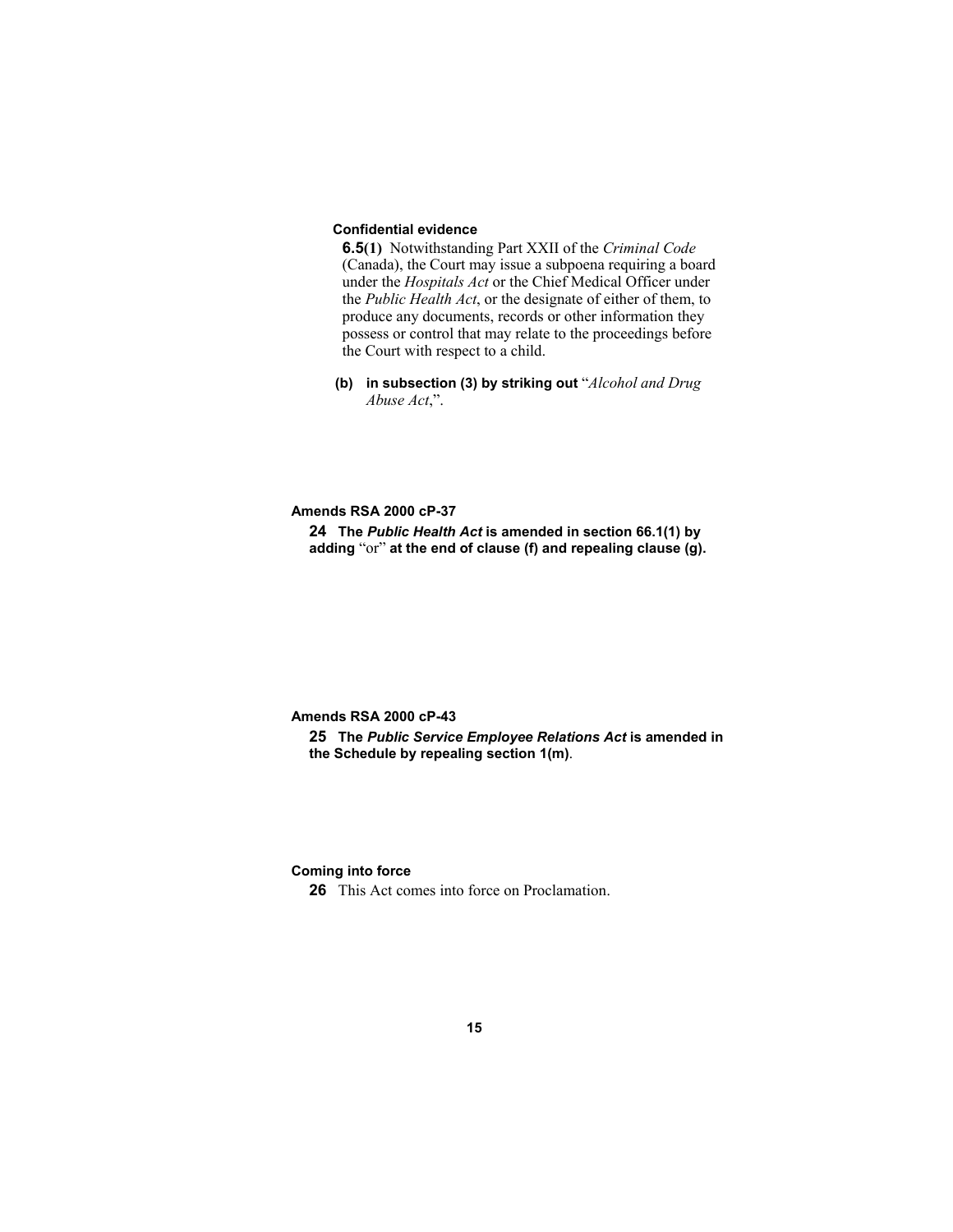**Confidential evidence**

**6.5(1)** Notwithstanding Part XXII of the *Criminal Code* (Canada), the Court may issue a subpoena requiring a board under the *Hospitals Act* or the Chief Medical Officer under the *Public Health Act*, or the designate of either of them, to produce any documents, records or other information they possess or control that may relate to the proceedings before the Court with respect to a child.

**(b) in subsection (3) by striking out** "*Alcohol and Drug Abuse Act*,".

**Amends RSA 2000 cP-37**

**24 The *Public Health Act* is amended in section 66.1(1) by adding** "or" **at the end of clause (f) and repealing clause (g).**

**Amends RSA 2000 cP-43**

**25 The *Public Service Employee Relations Act* is amended in the Schedule by repealing section 1(m)**.

**Coming into force**

**26** This Act comes into force on Proclamation.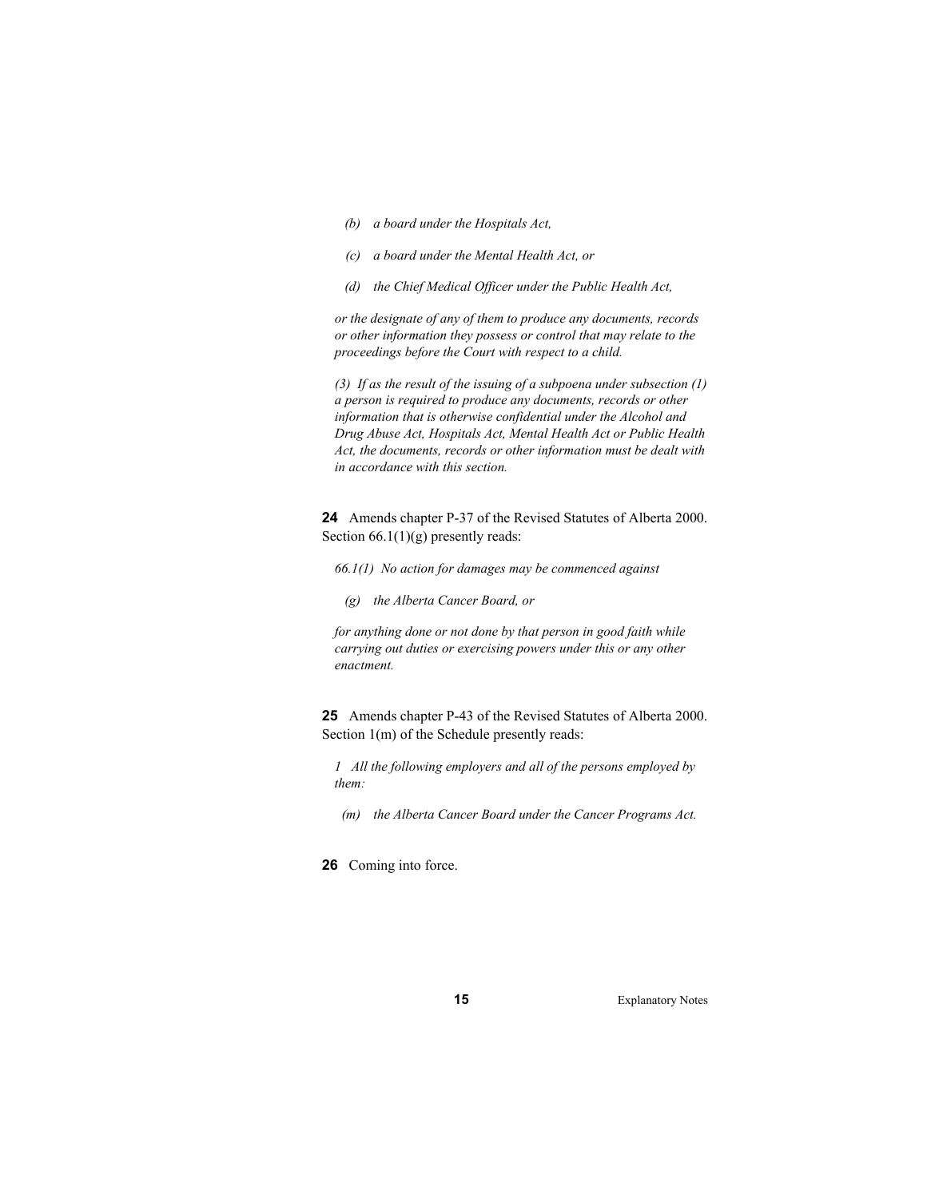*(b) a board under the Hospitals Act,*

*(c) a board under the Mental Health Act, or*

*(d) the Chief Medical Officer under the Public Health Act,*

*or the designate of any of them to produce any documents, records or other information they possess or control that may relate to the proceedings before the Court with respect to a child.*

*(3) If as the result of the issuing of a subpoena under subsection (1) a person is required to produce any documents, records or other information that is otherwise confidential under the Alcohol and Drug Abuse Act, Hospitals Act, Mental Health Act or Public Health Act, the documents, records or other information must be dealt with in accordance with this section.*

**24** Amends chapter P-37 of the Revised Statutes of Alberta 2000. Section 66.1(1)(g) presently reads:

*66.1(1) No action for damages may be commenced against*

*(g) the Alberta Cancer Board, or*

*for anything done or not done by that person in good faith while carrying out duties or exercising powers under this or any other enactment.*

**25** Amends chapter P-43 of the Revised Statutes of Alberta 2000. Section 1(m) of the Schedule presently reads:

*1 All the following employers and all of the persons employed by them:*

*(m) the Alberta Cancer Board under the Cancer Programs Act.*

**26** Coming into force.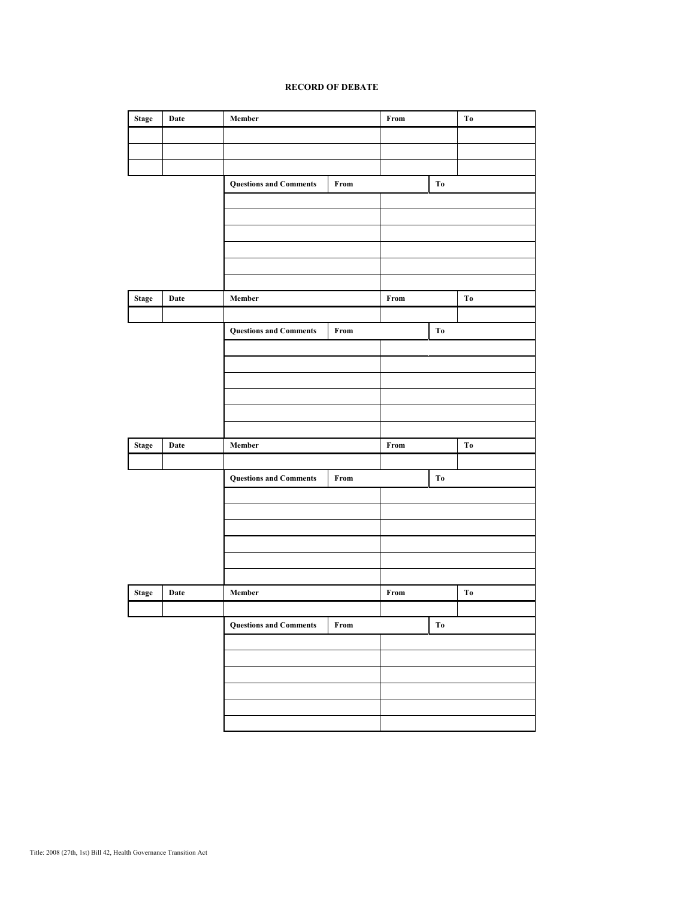# RECORD OF DEBATE

| Stage | Date | Member | From | To |
|---|---|---|---|---|
| | | | | |
| | | | | |
| | | | | |

| Questions and Comments | From | To |
|---|---|---|
| | | |
| | | |
| | | |
| | | |
| | | |
| | | |

| Stage | Date | Member | From | To |
|---|---|---|---|---|
| | | | | |

| Questions and Comments | From | To |
|---|---|---|
| | | |
| | | |
| | | |
| | | |
| | | |
| | | |

| Stage | Date | Member | From | To |
|---|---|---|---|---|
| | | | | |

| Questions and Comments | From | To |
|---|---|---|
| | | |
| | | |
| | | |
| | | |
| | | |
| | | |

| Stage | Date | Member | From | To |
|---|---|---|---|---|
| | | | | |

| Questions and Comments | From | To |
|---|---|---|
| | | |
| | | |
| | | |
| | | |
| | | |
| | | |

Title: 2008 (27th, 1st) Bill 42, Health Governance Transition Act